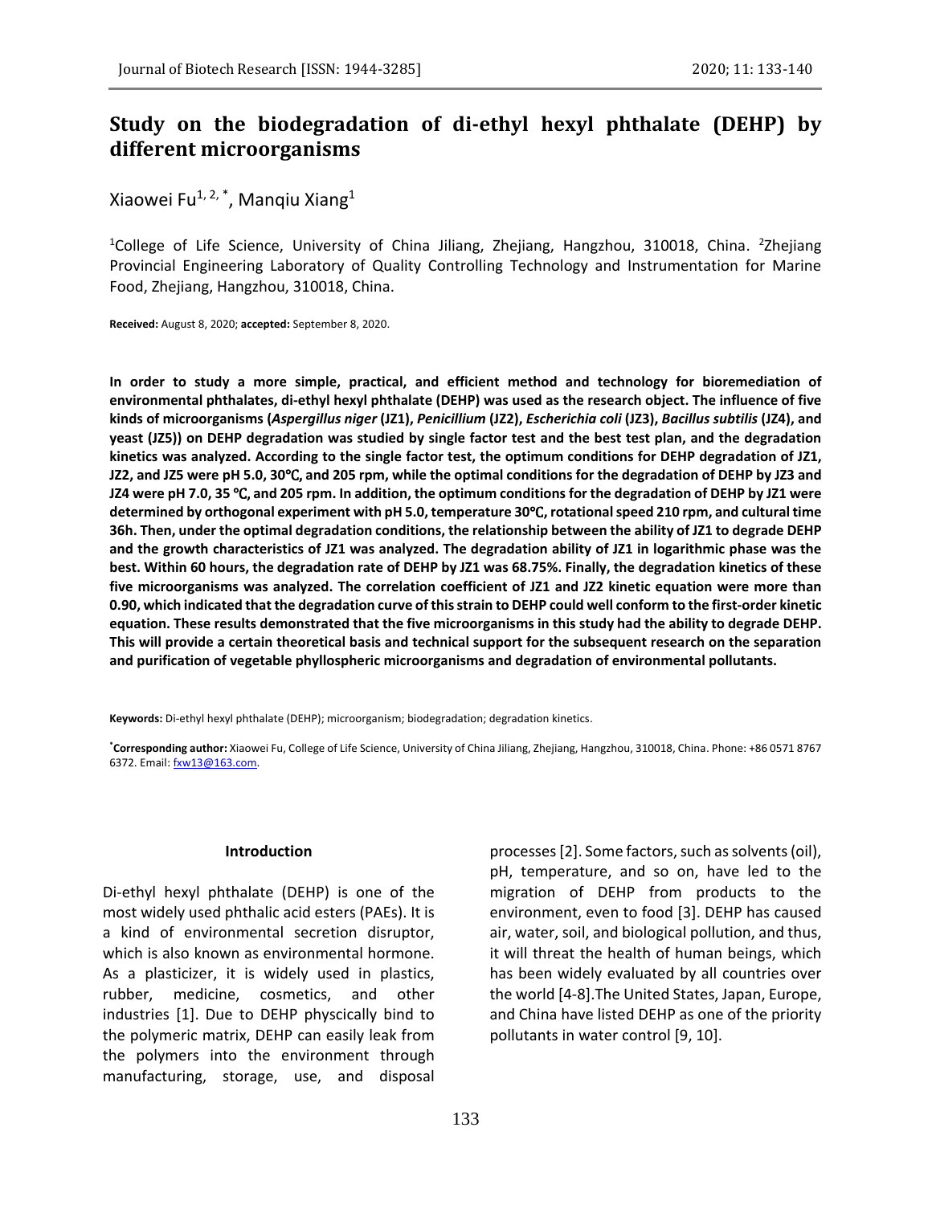# Study on the biodegradation of di-ethyl hexyl phthalate (DEHP) by different microorganisms

Xiaowei Fu[1, 2, *], Manqiu Xiang[1]

[1]College of Life Science, University of China Jiliang, Zhejiang, Hangzhou, 310018, China. [2]Zhejiang Provincial Engineering Laboratory of Quality Controlling Technology and Instrumentation for Marine Food, Zhejiang, Hangzhou, 310018, China.

**Received:** August 8, 2020; **accepted:** September 8, 2020.

**In order to study a more simple, practical, and efficient method and technology for bioremediation of environmental phthalates, di-ethyl hexyl phthalate (DEHP) was used as the research object. The influence of five kinds of microorganisms (*Aspergillus niger* (JZ1), *Penicillium* (JZ2), *Escherichia coli* (JZ3), *Bacillus subtilis* (JZ4), and yeast (JZ5)) on DEHP degradation was studied by single factor test and the best test plan, and the degradation kinetics was analyzed. According to the single factor test, the optimum conditions for DEHP degradation of JZ1, JZ2, and JZ5 were pH 5.0, 30℃, and 205 rpm, while the optimal conditions for the degradation of DEHP by JZ3 and JZ4 were pH 7.0, 35 ℃, and 205 rpm. In addition, the optimum conditions for the degradation of DEHP by JZ1 were determined by orthogonal experiment with pH 5.0, temperature 30℃, rotational speed 210 rpm, and cultural time 36h. Then, under the optimal degradation conditions, the relationship between the ability of JZ1 to degrade DEHP and the growth characteristics of JZ1 was analyzed. The degradation ability of JZ1 in logarithmic phase was the best. Within 60 hours, the degradation rate of DEHP by JZ1 was 68.75%. Finally, the degradation kinetics of these five microorganisms was analyzed. The correlation coefficient of JZ1 and JZ2 kinetic equation were more than 0.90, which indicated that the degradation curve of this strain to DEHP could well conform to the first-order kinetic equation. These results demonstrated that the five microorganisms in this study had the ability to degrade DEHP. This will provide a certain theoretical basis and technical support for the subsequent research on the separation and purification of vegetable phyllospheric microorganisms and degradation of environmental pollutants.**

**Keywords:** Di-ethyl hexyl phthalate (DEHP); microorganism; biodegradation; degradation kinetics.

[*]**Corresponding author:** Xiaowei Fu, College of Life Science, University of China Jiliang, Zhejiang, Hangzhou, 310018, China. Phone: +86 0571 8767 6372. Email: fxw13@163.com.

## Introduction

Di-ethyl hexyl phthalate (DEHP) is one of the most widely used phthalic acid esters (PAEs). It is a kind of environmental secretion disruptor, which is also known as environmental hormone. As a plasticizer, it is widely used in plastics, rubber, medicine, cosmetics, and other industries [1]. Due to DEHP physcically bind to the polymeric matrix, DEHP can easily leak from the polymers into the environment through manufacturing, storage, use, and disposal processes [2]. Some factors, such as solvents (oil), pH, temperature, and so on, have led to the migration of DEHP from products to the environment, even to food [3]. DEHP has caused air, water, soil, and biological pollution, and thus, it will threat the health of human beings, which has been widely evaluated by all countries over the world [4-8].The United States, Japan, Europe, and China have listed DEHP as one of the priority pollutants in water control [9, 10].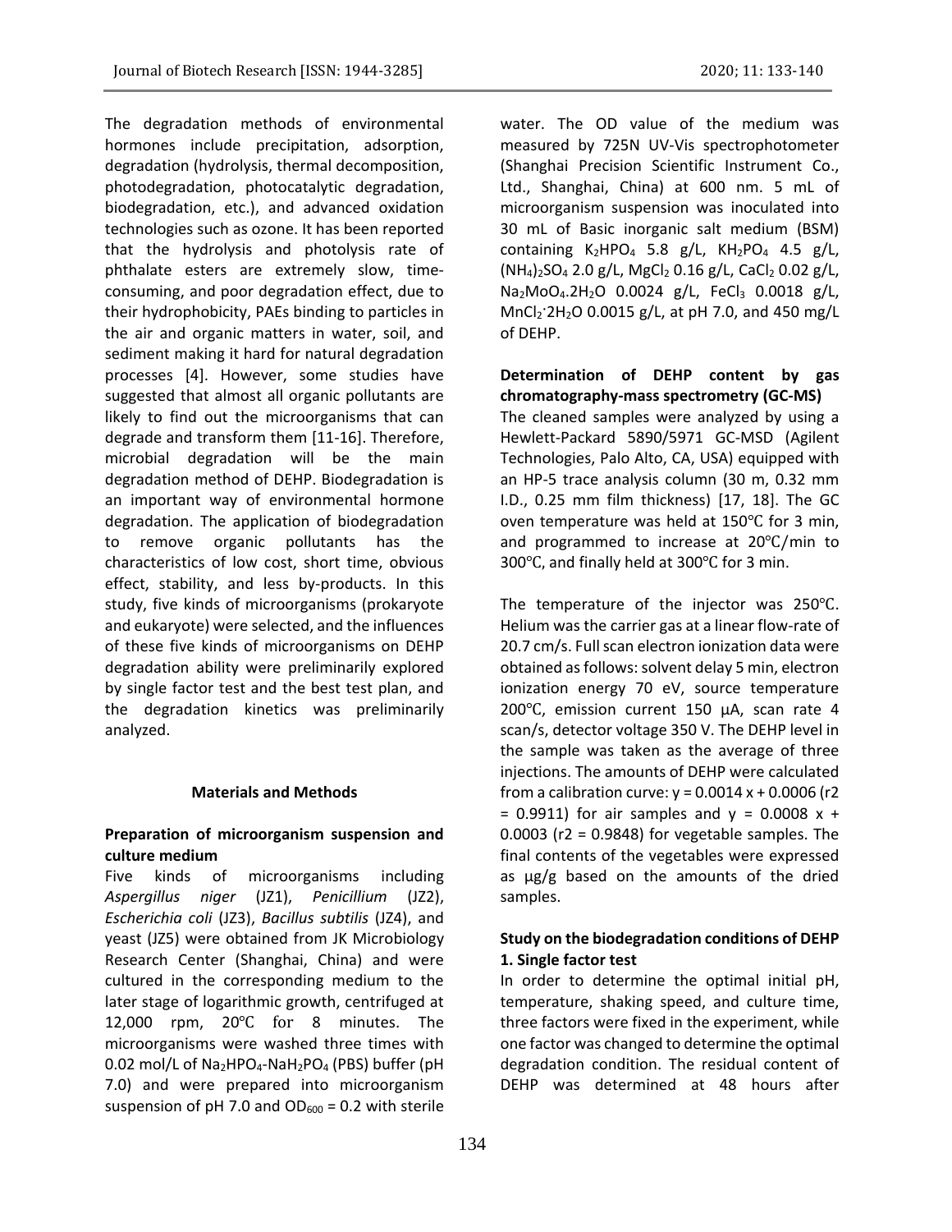The degradation methods of environmental hormones include precipitation, adsorption, degradation (hydrolysis, thermal decomposition, photodegradation, photocatalytic degradation, biodegradation, etc.), and advanced oxidation technologies such as ozone. It has been reported that the hydrolysis and photolysis rate of phthalate esters are extremely slow, time-consuming, and poor degradation effect, due to their hydrophobicity, PAEs binding to particles in the air and organic matters in water, soil, and sediment making it hard for natural degradation processes [4]. However, some studies have suggested that almost all organic pollutants are likely to find out the microorganisms that can degrade and transform them [11-16]. Therefore, microbial degradation will be the main degradation method of DEHP. Biodegradation is an important way of environmental hormone degradation. The application of biodegradation to remove organic pollutants has the characteristics of low cost, short time, obvious effect, stability, and less by-products. In this study, five kinds of microorganisms (prokaryote and eukaryote) were selected, and the influences of these five kinds of microorganisms on DEHP degradation ability were preliminarily explored by single factor test and the best test plan, and the degradation kinetics was preliminarily analyzed.

## Materials and Methods

### Preparation of microorganism suspension and culture medium

Five kinds of microorganisms including *Aspergillus niger* (JZ1), *Penicillium* (JZ2), *Escherichia coli* (JZ3), *Bacillus subtilis* (JZ4), and yeast (JZ5) were obtained from JK Microbiology Research Center (Shanghai, China) and were cultured in the corresponding medium to the later stage of logarithmic growth, centrifuged at 12,000 rpm, 20℃ for 8 minutes. The microorganisms were washed three times with 0.02 mol/L of $Na_2HPO_4$-$NaH_2PO_4$ (PBS) buffer (pH 7.0) and were prepared into microorganism suspension of pH 7.0 and $OD_{600}$ = 0.2 with sterile water. The OD value of the medium was measured by 725N UV-Vis spectrophotometer (Shanghai Precision Scientific Instrument Co., Ltd., Shanghai, China) at 600 nm. 5 mL of microorganism suspension was inoculated into 30 mL of Basic inorganic salt medium (BSM) containing $K_2HPO_4$ 5.8 g/L, $KH_2PO_4$ 4.5 g/L, $(NH_4)_2SO_4$ 2.0 g/L, $MgCl_2$ 0.16 g/L, $CaCl_2$ 0.02 g/L, $Na_2MoO_4.2H_2O$ 0.0024 g/L, $FeCl_3$ 0.0018 g/L, $MnCl_2{\cdot}2H_2O$ 0.0015 g/L, at pH 7.0, and 450 mg/L of DEHP.

### Determination of DEHP content by gas chromatography-mass spectrometry (GC-MS)

The cleaned samples were analyzed by using a Hewlett-Packard 5890/5971 GC-MSD (Agilent Technologies, Palo Alto, CA, USA) equipped with an HP-5 trace analysis column (30 m, 0.32 mm I.D., 0.25 mm film thickness) [17, 18]. The GC oven temperature was held at 150℃ for 3 min, and programmed to increase at 20℃/min to 300℃, and finally held at 300℃ for 3 min.

The temperature of the injector was 250℃. Helium was the carrier gas at a linear flow-rate of 20.7 cm/s. Full scan electron ionization data were obtained as follows: solvent delay 5 min, electron ionization energy 70 eV, source temperature 200℃, emission current 150 μA, scan rate 4 scan/s, detector voltage 350 V. The DEHP level in the sample was taken as the average of three injections. The amounts of DEHP were calculated from a calibration curve: $y = 0.0014x + 0.0006$ ($r^2 = 0.9911$) for air samples and $y = 0.0008x + 0.0003$ ($r^2 = 0.9848$) for vegetable samples. The final contents of the vegetables were expressed as μg/g based on the amounts of the dried samples.

### Study on the biodegradation conditions of DEHP

**1. Single factor test**

In order to determine the optimal initial pH, temperature, shaking speed, and culture time, three factors were fixed in the experiment, while one factor was changed to determine the optimal degradation condition. The residual content of DEHP was determined at 48 hours after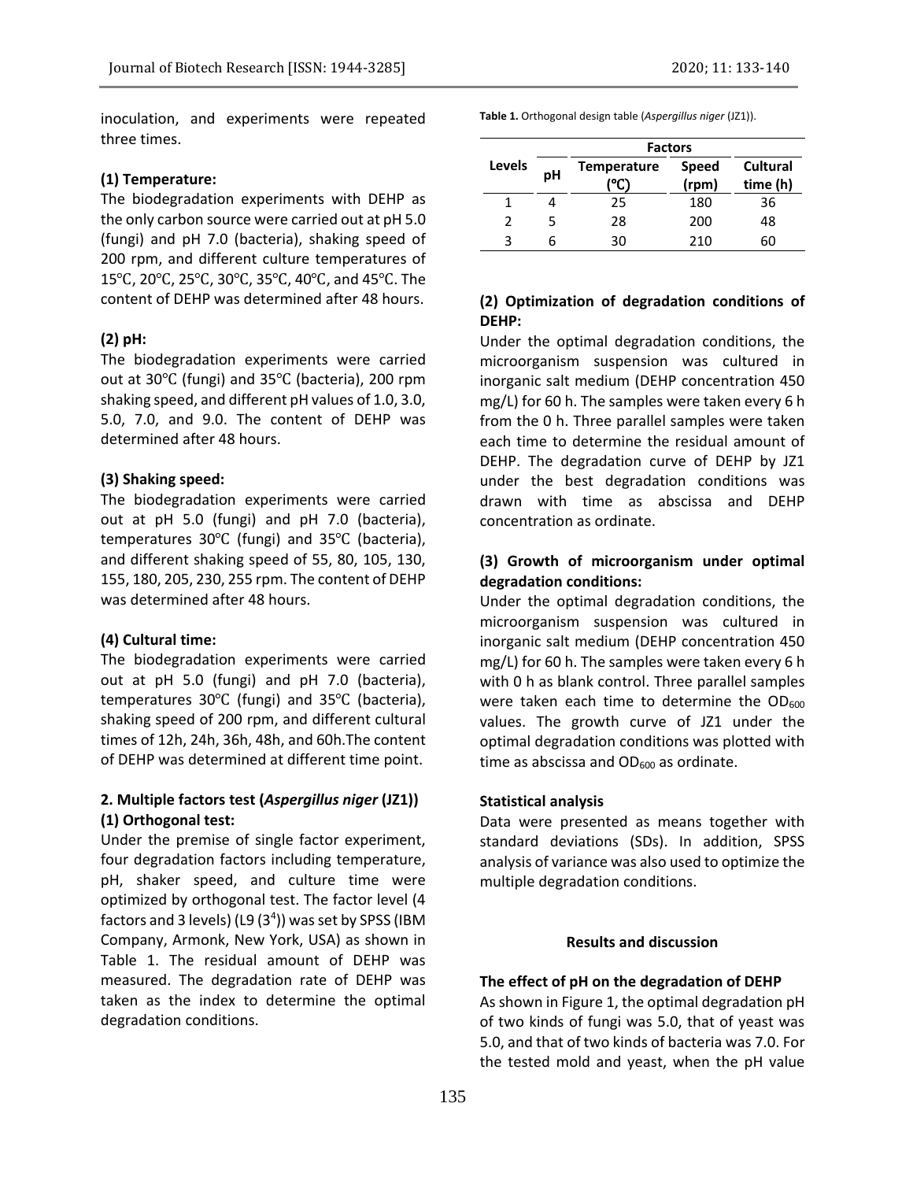inoculation, and experiments were repeated three times.

**(1) Temperature:**

The biodegradation experiments with DEHP as the only carbon source were carried out at pH 5.0 (fungi) and pH 7.0 (bacteria), shaking speed of 200 rpm, and different culture temperatures of 15℃, 20℃, 25℃, 30℃, 35℃, 40℃, and 45℃. The content of DEHP was determined after 48 hours.

**(2) pH:**

The biodegradation experiments were carried out at 30℃ (fungi) and 35℃ (bacteria), 200 rpm shaking speed, and different pH values of 1.0, 3.0, 5.0, 7.0, and 9.0. The content of DEHP was determined after 48 hours.

**(3) Shaking speed:**

The biodegradation experiments were carried out at pH 5.0 (fungi) and pH 7.0 (bacteria), temperatures 30℃ (fungi) and 35℃ (bacteria), and different shaking speed of 55, 80, 105, 130, 155, 180, 205, 230, 255 rpm. The content of DEHP was determined after 48 hours.

**(4) Cultural time:**

The biodegradation experiments were carried out at pH 5.0 (fungi) and pH 7.0 (bacteria), temperatures 30℃ (fungi) and 35℃ (bacteria), shaking speed of 200 rpm, and different cultural times of 12h, 24h, 36h, 48h, and 60h.The content of DEHP was determined at different time point.

**2. Multiple factors test (*Aspergillus niger* (JZ1))**

**(1) Orthogonal test:**

Under the premise of single factor experiment, four degradation factors including temperature, pH, shaker speed, and culture time were optimized by orthogonal test. The factor level (4 factors and 3 levels) (L9 ($3^4$)) was set by SPSS (IBM Company, Armonk, New York, USA) as shown in Table 1. The residual amount of DEHP was measured. The degradation rate of DEHP was taken as the index to determine the optimal degradation conditions.

**Table 1.** Orthogonal design table (*Aspergillus niger* (JZ1)).

| Levels | Factors | | | |
|---|---|---|---|---|
| | pH | Temperature (℃) | Speed (rpm) | Cultural time (h) |
| 1 | 4 | 25 | 180 | 36 |
| 2 | 5 | 28 | 200 | 48 |
| 3 | 6 | 30 | 210 | 60 |

**(2) Optimization of degradation conditions of DEHP:**

Under the optimal degradation conditions, the microorganism suspension was cultured in inorganic salt medium (DEHP concentration 450 mg/L) for 60 h. The samples were taken every 6 h from the 0 h. Three parallel samples were taken each time to determine the residual amount of DEHP. The degradation curve of DEHP by JZ1 under the best degradation conditions was drawn with time as abscissa and DEHP concentration as ordinate.

**(3) Growth of microorganism under optimal degradation conditions:**

Under the optimal degradation conditions, the microorganism suspension was cultured in inorganic salt medium (DEHP concentration 450 mg/L) for 60 h. The samples were taken every 6 h with 0 h as blank control. Three parallel samples were taken each time to determine the $OD_{600}$ values. The growth curve of JZ1 under the optimal degradation conditions was plotted with time as abscissa and $OD_{600}$ as ordinate.

**Statistical analysis**

Data were presented as means together with standard deviations (SDs). In addition, SPSS analysis of variance was also used to optimize the multiple degradation conditions.

## Results and discussion

**The effect of pH on the degradation of DEHP**

As shown in Figure 1, the optimal degradation pH of two kinds of fungi was 5.0, that of yeast was 5.0, and that of two kinds of bacteria was 7.0. For the tested mold and yeast, when the pH value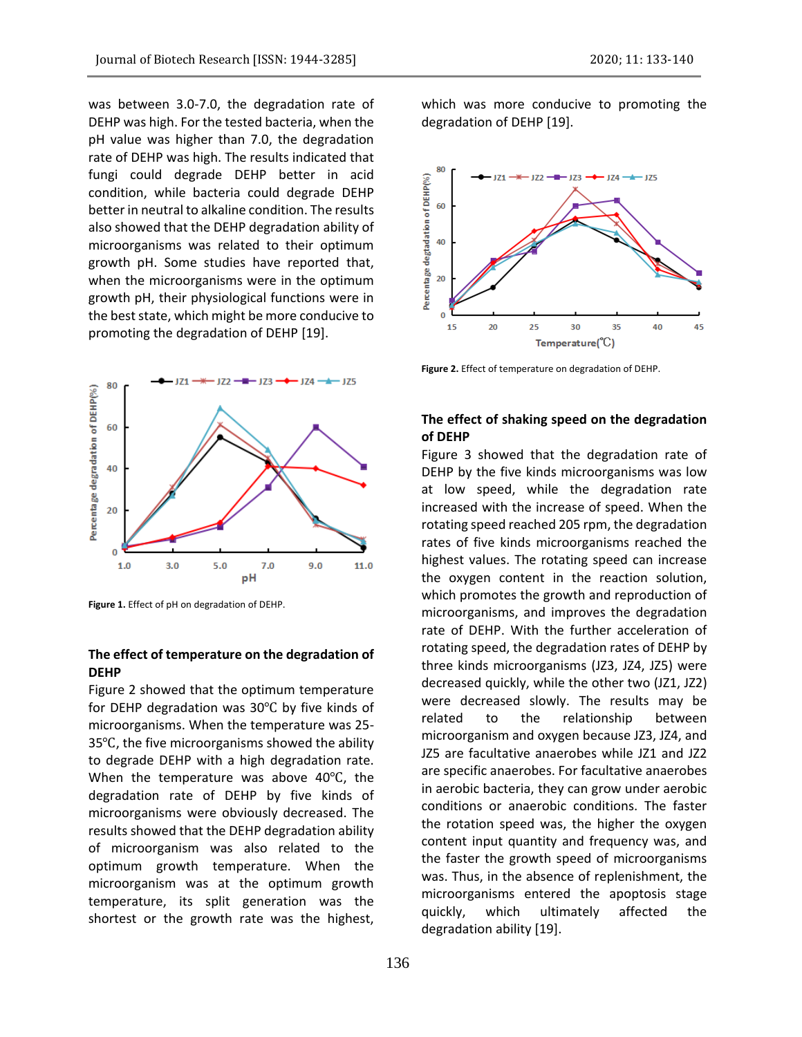was between 3.0-7.0, the degradation rate of DEHP was high. For the tested bacteria, when the pH value was higher than 7.0, the degradation rate of DEHP was high. The results indicated that fungi could degrade DEHP better in acid condition, while bacteria could degrade DEHP better in neutral to alkaline condition. The results also showed that the DEHP degradation ability of microorganisms was related to their optimum growth pH. Some studies have reported that, when the microorganisms were in the optimum growth pH, their physiological functions were in the best state, which might be more conducive to promoting the degradation of DEHP [19].

**Figure 1.** Effect of pH on degradation of DEHP.

### The effect of temperature on the degradation of DEHP

Figure 2 showed that the optimum temperature for DEHP degradation was 30℃ by five kinds of microorganisms. When the temperature was 25-35℃, the five microorganisms showed the ability to degrade DEHP with a high degradation rate. When the temperature was above 40℃, the degradation rate of DEHP by five kinds of microorganisms were obviously decreased. The results showed that the DEHP degradation ability of microorganism was also related to the optimum growth temperature. When the microorganism was at the optimum growth temperature, its split generation was the shortest or the growth rate was the highest, which was more conducive to promoting the degradation of DEHP [19].

**Figure 2.** Effect of temperature on degradation of DEHP.

### The effect of shaking speed on the degradation of DEHP

Figure 3 showed that the degradation rate of DEHP by the five kinds microorganisms was low at low speed, while the degradation rate increased with the increase of speed. When the rotating speed reached 205 rpm, the degradation rates of five kinds microorganisms reached the highest values. The rotating speed can increase the oxygen content in the reaction solution, which promotes the growth and reproduction of microorganisms, and improves the degradation rate of DEHP. With the further acceleration of rotating speed, the degradation rates of DEHP by three kinds microorganisms (JZ3, JZ4, JZ5) were decreased quickly, while the other two (JZ1, JZ2) were decreased slowly. The results may be related to the relationship between microorganism and oxygen because JZ3, JZ4, and JZ5 are facultative anaerobes while JZ1 and JZ2 are specific anaerobes. For facultative anaerobes in aerobic bacteria, they can grow under aerobic conditions or anaerobic conditions. The faster the rotation speed was, the higher the oxygen content input quantity and frequency was, and the faster the growth speed of microorganisms was. Thus, in the absence of replenishment, the microorganisms entered the apoptosis stage quickly, which ultimately affected the degradation ability [19].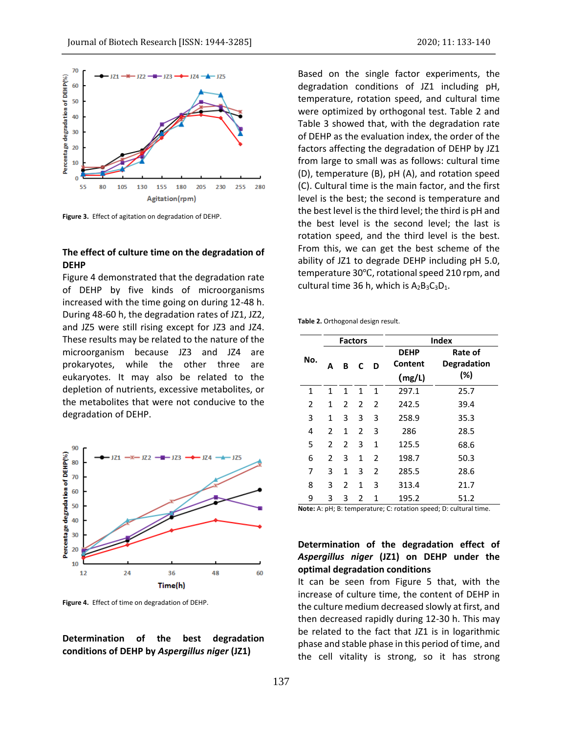Figure 3. Effect of agitation on degradation of DEHP.

## The effect of culture time on the degradation of DEHP

Figure 4 demonstrated that the degradation rate of DEHP by five kinds of microorganisms increased with the time going on during 12-48 h. During 48-60 h, the degradation rates of JZ1, JZ2, and JZ5 were still rising except for JZ3 and JZ4. These results may be related to the nature of the microorganism because JZ3 and JZ4 are prokaryotes, while the other three are eukaryotes. It may also be related to the depletion of nutrients, excessive metabolites, or the metabolites that were not conducive to the degradation of DEHP.

Figure 4. Effect of time on degradation of DEHP.

## Determination of the best degradation conditions of DEHP by *Aspergillus niger* (JZ1)

Based on the single factor experiments, the degradation conditions of JZ1 including pH, temperature, rotation speed, and cultural time were optimized by orthogonal test. Table 2 and Table 3 showed that, with the degradation rate of DEHP as the evaluation index, the order of the factors affecting the degradation of DEHP by JZ1 from large to small was as follows: cultural time (D), temperature (B), pH (A), and rotation speed (C). Cultural time is the main factor, and the first level is the best; the second is temperature and the best level is the third level; the third is pH and the best level is the second level; the last is rotation speed, and the third level is the best. From this, we can get the best scheme of the ability of JZ1 to degrade DEHP including pH 5.0, temperature 30°C, rotational speed 210 rpm, and cultural time 36 h, which is $A_2B_3C_3D_1$.

**Table 2.** Orthogonal design result.

| No. | Factors | | | | Index | |
|---|---|---|---|---|---|---|
| | A | B | C | D | DEHP Content (mg/L) | Rate of Degradation (%) |
| 1 | 1 | 1 | 1 | 1 | 297.1 | 25.7 |
| 2 | 1 | 2 | 2 | 2 | 242.5 | 39.4 |
| 3 | 1 | 3 | 3 | 3 | 258.9 | 35.3 |
| 4 | 2 | 1 | 2 | 3 | 286 | 28.5 |
| 5 | 2 | 2 | 3 | 1 | 125.5 | 68.6 |
| 6 | 2 | 3 | 1 | 2 | 198.7 | 50.3 |
| 7 | 3 | 1 | 3 | 2 | 285.5 | 28.6 |
| 8 | 3 | 2 | 1 | 3 | 313.4 | 21.7 |
| 9 | 3 | 3 | 2 | 1 | 195.2 | 51.2 |

**Note:** A: pH; B: temperature; C: rotation speed; D: cultural time.

## Determination of the degradation effect of *Aspergillus niger* (JZ1) on DEHP under the optimal degradation conditions

It can be seen from Figure 5 that, with the increase of culture time, the content of DEHP in the culture medium decreased slowly at first, and then decreased rapidly during 12-30 h. This may be related to the fact that JZ1 is in logarithmic phase and stable phase in this period of time, and the cell vitality is strong, so it has strong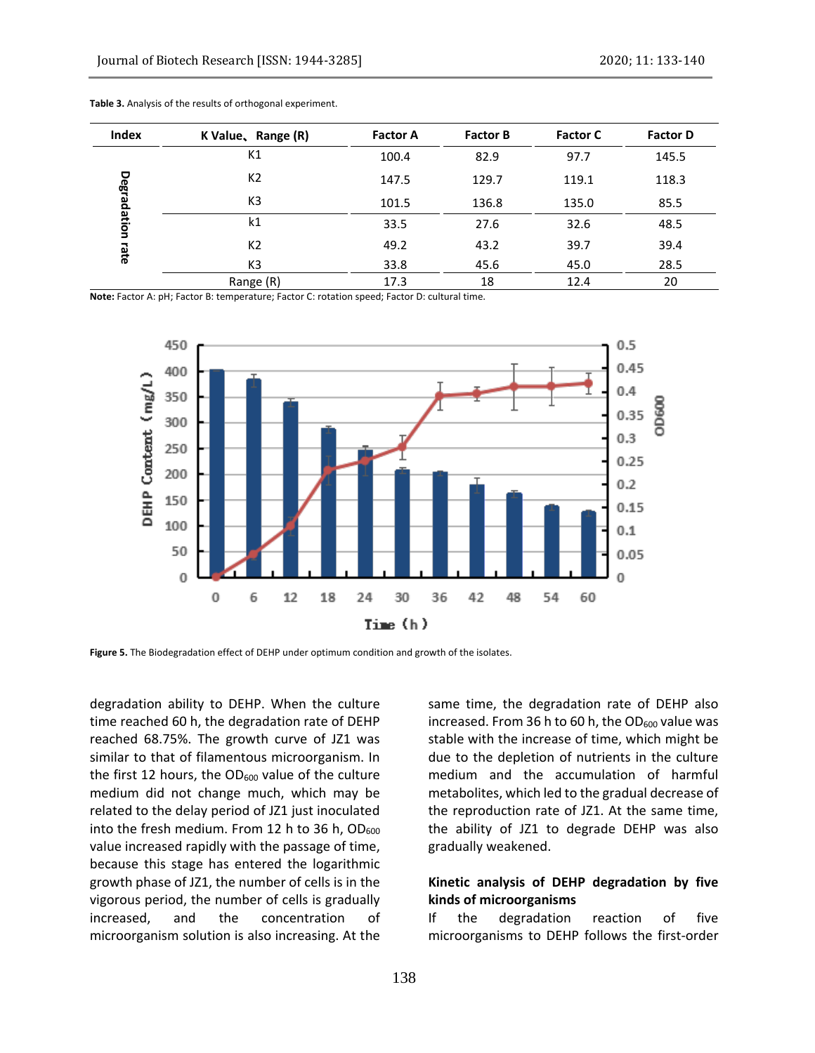**Table 3.** Analysis of the results of orthogonal experiment.

| Index | K Value、Range (R) | Factor A | Factor B | Factor C | Factor D |
|---|---|---|---|---|---|
| Degradation rate | K1 | 100.4 | 82.9 | 97.7 | 145.5 |
| | K2 | 147.5 | 129.7 | 119.1 | 118.3 |
| | K3 | 101.5 | 136.8 | 135.0 | 85.5 |
| | k1 | 33.5 | 27.6 | 32.6 | 48.5 |
| | K2 | 49.2 | 43.2 | 39.7 | 39.4 |
| | K3 | 33.8 | 45.6 | 45.0 | 28.5 |
| | Range (R) | 17.3 | 18 | 12.4 | 20 |

**Note:** Factor A: pH; Factor B: temperature; Factor C: rotation speed; Factor D: cultural time.

**Figure 5.** The Biodegradation effect of DEHP under optimum condition and growth of the isolates.

degradation ability to DEHP. When the culture time reached 60 h, the degradation rate of DEHP reached 68.75%. The growth curve of JZ1 was similar to that of filamentous microorganism. In the first 12 hours, the $OD_{600}$ value of the culture medium did not change much, which may be related to the delay period of JZ1 just inoculated into the fresh medium. From 12 h to 36 h, $OD_{600}$ value increased rapidly with the passage of time, because this stage has entered the logarithmic growth phase of JZ1, the number of cells is in the vigorous period, the number of cells is gradually increased, and the concentration of microorganism solution is also increasing. At the same time, the degradation rate of DEHP also increased. From 36 h to 60 h, the $OD_{600}$ value was stable with the increase of time, which might be due to the depletion of nutrients in the culture medium and the accumulation of harmful metabolites, which led to the gradual decrease of the reproduction rate of JZ1. At the same time, the ability of JZ1 to degrade DEHP was also gradually weakened.

**Kinetic analysis of DEHP degradation by five kinds of microorganisms**

If the degradation reaction of five microorganisms to DEHP follows the first-order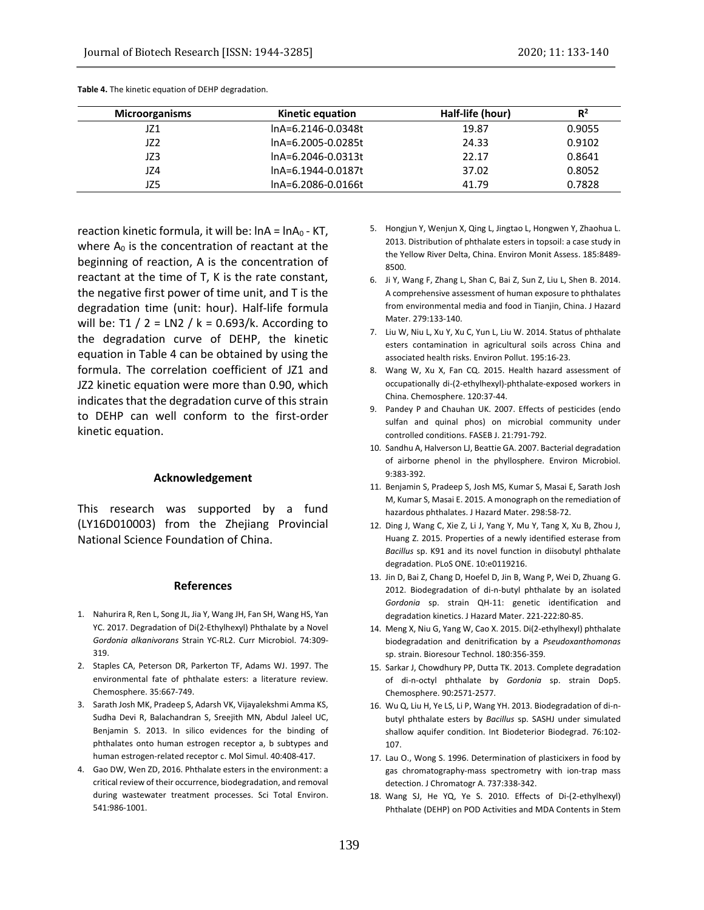**Table 4.** The kinetic equation of DEHP degradation.

| Microorganisms | Kinetic equation | Half-life (hour) | $R^2$ |
|---|---|---|---|
| JZ1 | lnA=6.2146-0.0348t | 19.87 | 0.9055 |
| JZ2 | lnA=6.2005-0.0285t | 24.33 | 0.9102 |
| JZ3 | lnA=6.2046-0.0313t | 22.17 | 0.8641 |
| JZ4 | lnA=6.1944-0.0187t | 37.02 | 0.8052 |
| JZ5 | lnA=6.2086-0.0166t | 41.79 | 0.7828 |

reaction kinetic formula, it will be: $\ln A = \ln A_0 - KT$, where $A_0$ is the concentration of reactant at the beginning of reaction, A is the concentration of reactant at the time of T, K is the rate constant, the negative first power of time unit, and T is the degradation time (unit: hour). Half-life formula will be: $T1 / 2 = LN2 / k = 0.693/k$. According to the degradation curve of DEHP, the kinetic equation in Table 4 can be obtained by using the formula. The correlation coefficient of JZ1 and JZ2 kinetic equation were more than 0.90, which indicates that the degradation curve of this strain to DEHP can well conform to the first-order kinetic equation.

## Acknowledgement

This research was supported by a fund (LY16D010003) from the Zhejiang Provincial National Science Foundation of China.

## References

1. Nahurira R, Ren L, Song JL, Jia Y, Wang JH, Fan SH, Wang HS, Yan YC. 2017. Degradation of Di(2-Ethylhexyl) Phthalate by a Novel *Gordonia alkanivorans* Strain YC-RL2. Curr Microbiol. 74:309-319.
2. Staples CA, Peterson DR, Parkerton TF, Adams WJ. 1997. The environmental fate of phthalate esters: a literature review. Chemosphere. 35:667-749.
3. Sarath Josh MK, Pradeep S, Adarsh VK, Vijayalekshmi Amma KS, Sudha Devi R, Balachandran S, Sreejith MN, Abdul Jaleel UC, Benjamin S. 2013. In silico evidences for the binding of phthalates onto human estrogen receptor a, b subtypes and human estrogen-related receptor c. Mol Simul. 40:408-417.
4. Gao DW, Wen ZD, 2016. Phthalate esters in the environment: a critical review of their occurrence, biodegradation, and removal during wastewater treatment processes. Sci Total Environ. 541:986-1001.
5. Hongjun Y, Wenjun X, Qing L, Jingtao L, Hongwen Y, Zhaohua L. 2013. Distribution of phthalate esters in topsoil: a case study in the Yellow River Delta, China. Environ Monit Assess. 185:8489-8500.
6. Ji Y, Wang F, Zhang L, Shan C, Bai Z, Sun Z, Liu L, Shen B. 2014. A comprehensive assessment of human exposure to phthalates from environmental media and food in Tianjin, China. J Hazard Mater. 279:133-140.
7. Liu W, Niu L, Xu Y, Xu C, Yun L, Liu W. 2014. Status of phthalate esters contamination in agricultural soils across China and associated health risks. Environ Pollut. 195:16-23.
8. Wang W, Xu X, Fan CQ. 2015. Health hazard assessment of occupationally di-(2-ethylhexyl)-phthalate-exposed workers in China. Chemosphere. 120:37-44.
9. Pandey P and Chauhan UK. 2007. Effects of pesticides (endo sulfan and quinal phos) on microbial community under controlled conditions. FASEB J. 21:791-792.
10. Sandhu A, Halverson LJ, Beattie GA. 2007. Bacterial degradation of airborne phenol in the phyllosphere. Environ Microbiol. 9:383-392.
11. Benjamin S, Pradeep S, Josh MS, Kumar S, Masai E, Sarath Josh M, Kumar S, Masai E. 2015. A monograph on the remediation of hazardous phthalates. J Hazard Mater. 298:58-72.
12. Ding J, Wang C, Xie Z, Li J, Yang Y, Mu Y, Tang X, Xu B, Zhou J, Huang Z. 2015. Properties of a newly identified esterase from *Bacillus* sp. K91 and its novel function in diisobutyl phthalate degradation. PLoS ONE. 10:e0119216.
13. Jin D, Bai Z, Chang D, Hoefel D, Jin B, Wang P, Wei D, Zhuang G. 2012. Biodegradation of di-n-butyl phthalate by an isolated *Gordonia* sp. strain QH-11: genetic identification and degradation kinetics. J Hazard Mater. 221-222:80-85.
14. Meng X, Niu G, Yang W, Cao X. 2015. Di(2-ethylhexyl) phthalate biodegradation and denitrification by a *Pseudoxanthomonas* sp. strain. Bioresour Technol. 180:356-359.
15. Sarkar J, Chowdhury PP, Dutta TK. 2013. Complete degradation of di-n-octyl phthalate by *Gordonia* sp. strain Dop5. Chemosphere. 90:2571-2577.
16. Wu Q, Liu H, Ye LS, Li P, Wang YH. 2013. Biodegradation of di-n-butyl phthalate esters by *Bacillus* sp. SASHJ under simulated shallow aquifer condition. Int Biodeterior Biodegrad. 76:102-107.
17. Lau O., Wong S. 1996. Determination of plasticixers in food by gas chromatography-mass spectrometry with ion-trap mass detection. J Chromatogr A. 737:338-342.
18. Wang SJ, He YQ, Ye S. 2010. Effects of Di-(2-ethylhexyl) Phthalate (DEHP) on POD Activities and MDA Contents in Stem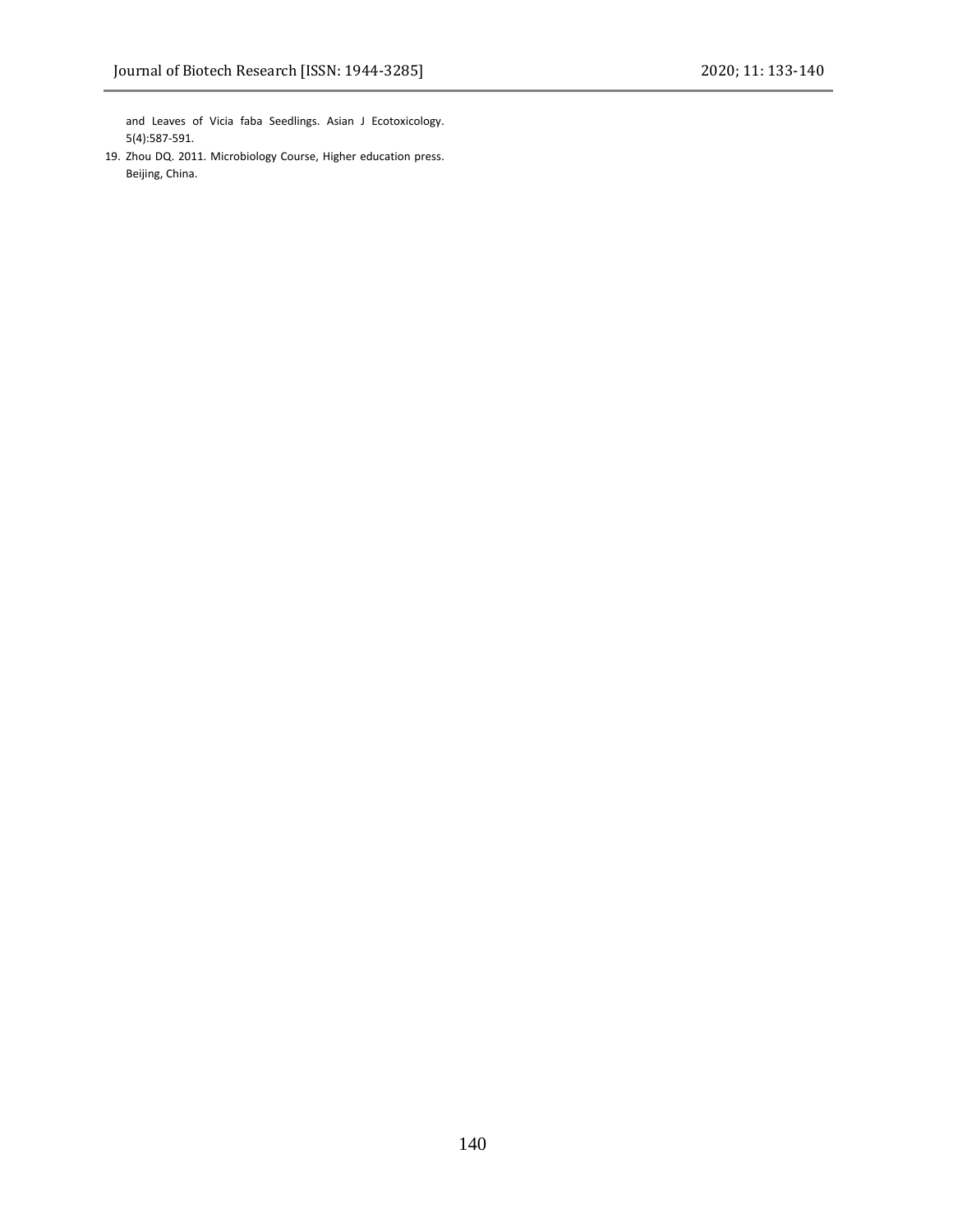and Leaves of Vicia faba Seedlings. Asian J Ecotoxicology. 5(4):587-591.

19. Zhou DQ. 2011. Microbiology Course, Higher education press. Beijing, China.